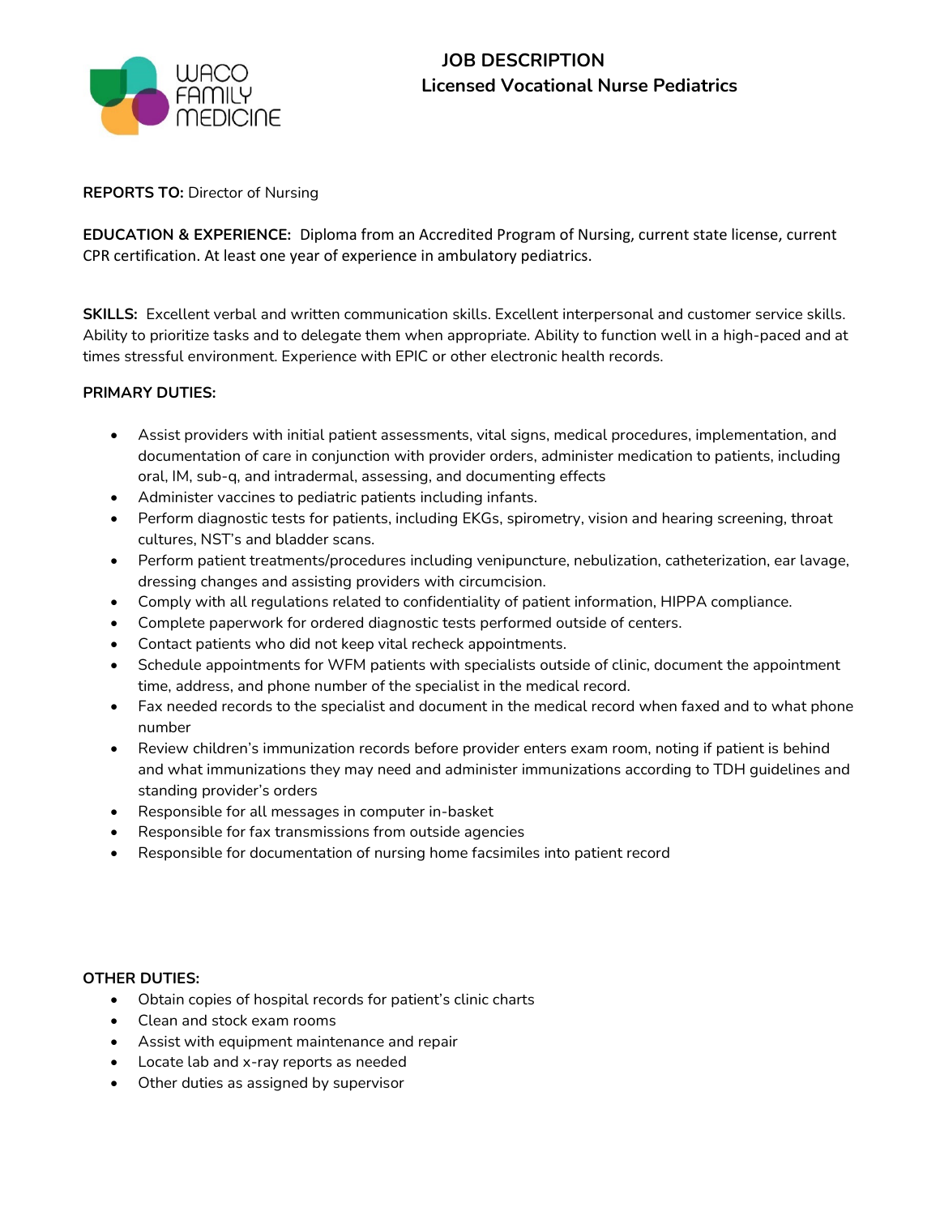WACO FAMILY MEDICINE

# JOB DESCRIPTION

## Licensed Vocational Nurse Pediatrics

**REPORTS TO:** Director of Nursing

**EDUCATION & EXPERIENCE:** Diploma from an Accredited Program of Nursing, current state license, current CPR certification. At least one year of experience in ambulatory pediatrics.

**SKILLS:** Excellent verbal and written communication skills. Excellent interpersonal and customer service skills. Ability to prioritize tasks and to delegate them when appropriate. Ability to function well in a high-paced and at times stressful environment. Experience with EPIC or other electronic health records.

**PRIMARY DUTIES:**

- Assist providers with initial patient assessments, vital signs, medical procedures, implementation, and documentation of care in conjunction with provider orders, administer medication to patients, including oral, IM, sub-q, and intradermal, assessing, and documenting effects
- Administer vaccines to pediatric patients including infants.
- Perform diagnostic tests for patients, including EKGs, spirometry, vision and hearing screening, throat cultures, NST's and bladder scans.
- Perform patient treatments/procedures including venipuncture, nebulization, catheterization, ear lavage, dressing changes and assisting providers with circumcision.
- Comply with all regulations related to confidentiality of patient information, HIPPA compliance.
- Complete paperwork for ordered diagnostic tests performed outside of centers.
- Contact patients who did not keep vital recheck appointments.
- Schedule appointments for WFM patients with specialists outside of clinic, document the appointment time, address, and phone number of the specialist in the medical record.
- Fax needed records to the specialist and document in the medical record when faxed and to what phone number
- Review children's immunization records before provider enters exam room, noting if patient is behind and what immunizations they may need and administer immunizations according to TDH guidelines and standing provider's orders
- Responsible for all messages in computer in-basket
- Responsible for fax transmissions from outside agencies
- Responsible for documentation of nursing home facsimiles into patient record

**OTHER DUTIES:**

- Obtain copies of hospital records for patient's clinic charts
- Clean and stock exam rooms
- Assist with equipment maintenance and repair
- Locate lab and x-ray reports as needed
- Other duties as assigned by supervisor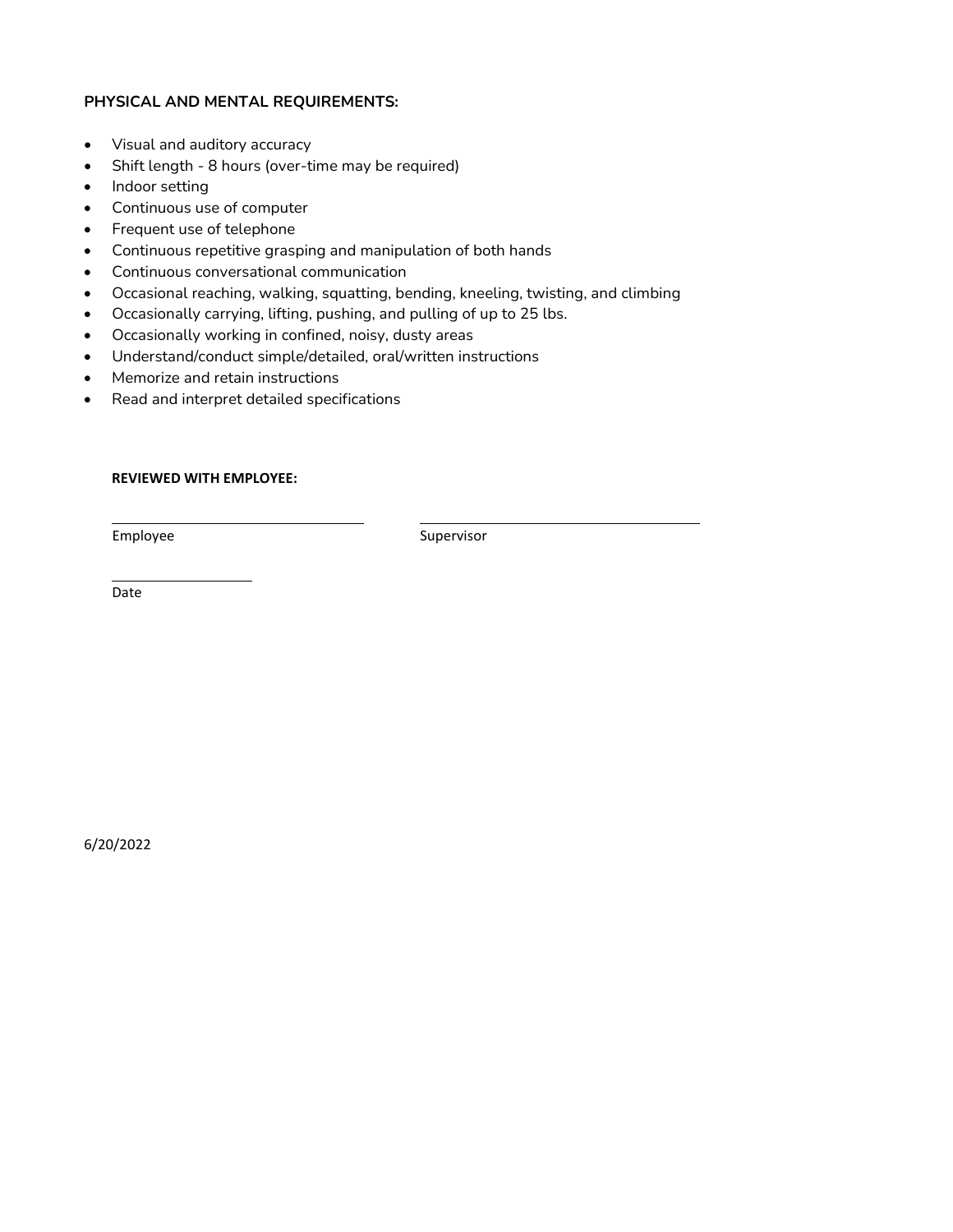**PHYSICAL AND MENTAL REQUIREMENTS:**

- Visual and auditory accuracy
- Shift length - 8 hours (over-time may be required)
- Indoor setting
- Continuous use of computer
- Frequent use of telephone
- Continuous repetitive grasping and manipulation of both hands
- Continuous conversational communication
- Occasional reaching, walking, squatting, bending, kneeling, twisting, and climbing
- Occasionally carrying, lifting, pushing, and pulling of up to 25 lbs.
- Occasionally working in confined, noisy, dusty areas
- Understand/conduct simple/detailed, oral/written instructions
- Memorize and retain instructions
- Read and interpret detailed specifications

**REVIEWED WITH EMPLOYEE:**

______________________________ ______________________________
Employee Supervisor

__________________
Date

6/20/2022